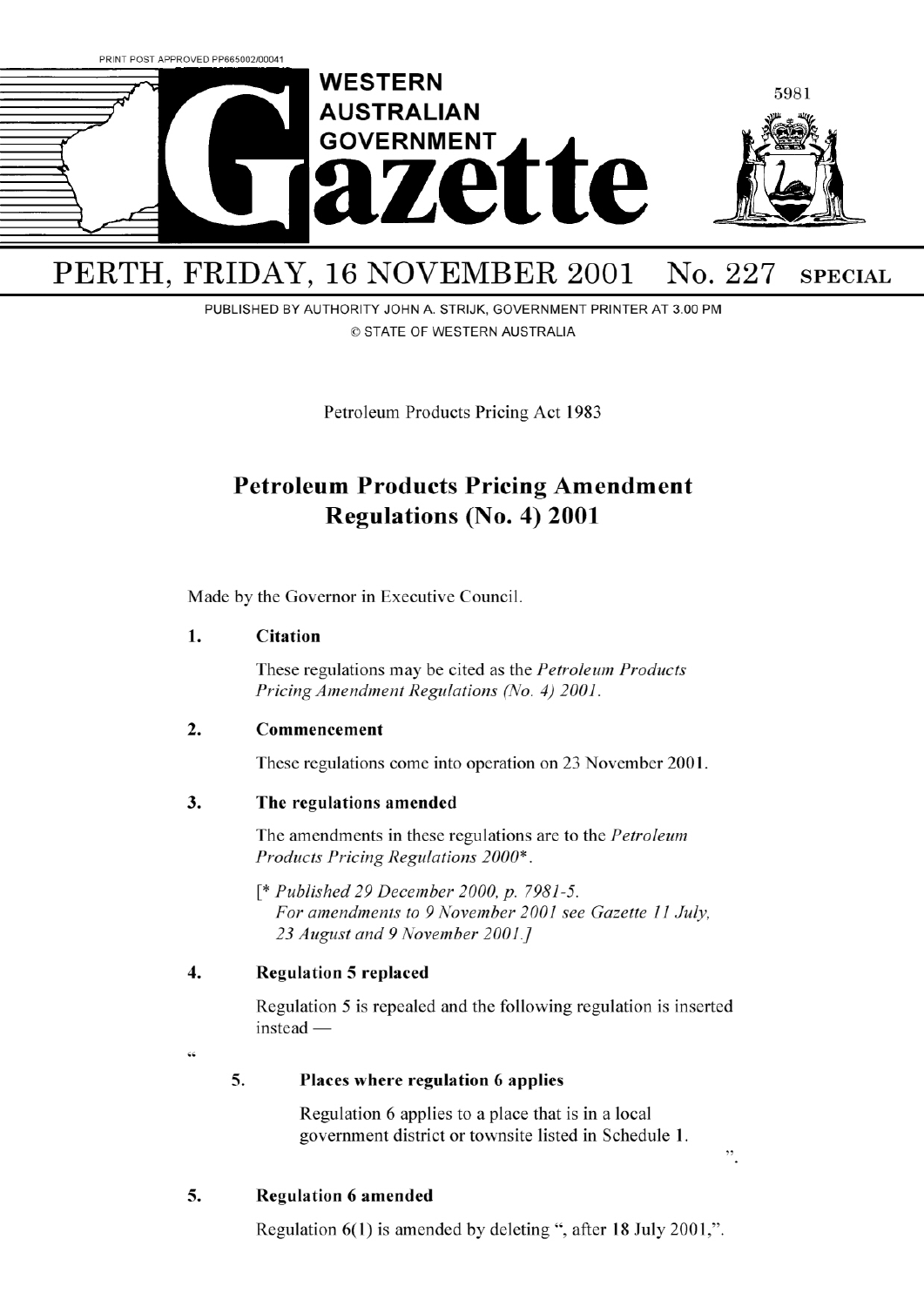PRINT POST APPROVED PP665002/00041

# WESTERN AUSTRALIAN GOVERNMENT Gazette

5981

## PERTH, FRIDAY, 16 NOVEMBER 2001 No. 227 SPECIAL

PUBLISHED BY AUTHORITY JOHN A. STRIJK, GOVERNMENT PRINTER AT 3.00 PM
© STATE OF WESTERN AUSTRALIA

Petroleum Products Pricing Act 1983

## Petroleum Products Pricing Amendment Regulations (No. 4) 2001

Made by the Governor in Executive Council.

**1. Citation**

These regulations may be cited as the *Petroleum Products Pricing Amendment Regulations (No. 4) 2001*.

**2. Commencement**

These regulations come into operation on 23 November 2001.

**3. The regulations amended**

The amendments in these regulations are to the *Petroleum Products Pricing Regulations 2000*\*.

[\* *Published 29 December 2000, p. 7981-5.*
*For amendments to 9 November 2001 see Gazette 11 July, 23 August and 9 November 2001.*]

**4. Regulation 5 replaced**

Regulation 5 is repealed and the following regulation is inserted instead —

"

**5. Places where regulation 6 applies**

Regulation 6 applies to a place that is in a local government district or townsite listed in Schedule 1.

".

**5. Regulation 6 amended**

Regulation 6(1) is amended by deleting ", after 18 July 2001,".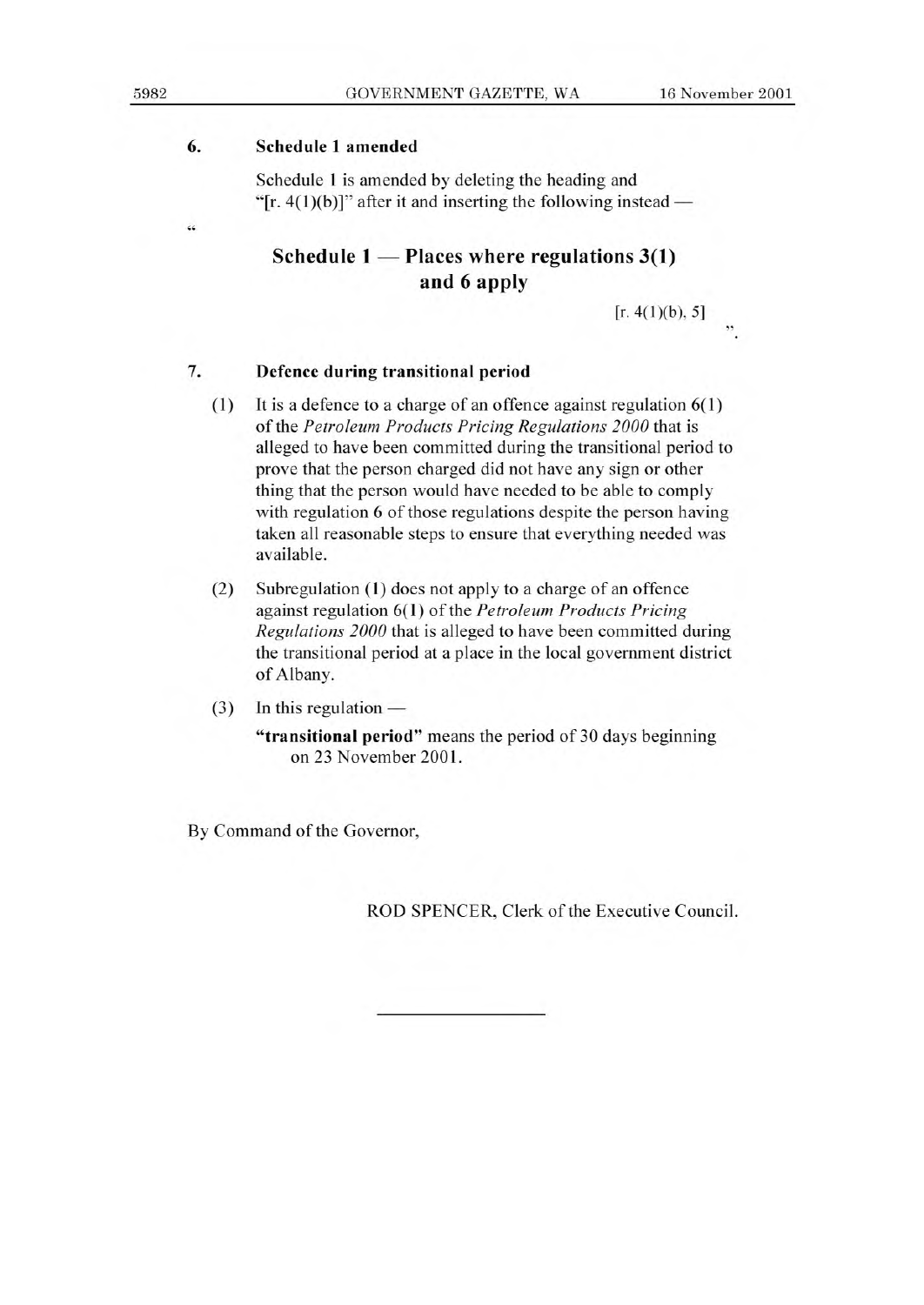**6. Schedule 1 amended**

Schedule 1 is amended by deleting the heading and "[r. 4(1)(b)]" after it and inserting the following instead —

"

**Schedule 1 — Places where regulations 3(1) and 6 apply**

[r. 4(1)(b), 5]

".

**7. Defence during transitional period**

(1) It is a defence to a charge of an offence against regulation 6(1) of the *Petroleum Products Pricing Regulations 2000* that is alleged to have been committed during the transitional period to prove that the person charged did not have any sign or other thing that the person would have needed to be able to comply with regulation 6 of those regulations despite the person having taken all reasonable steps to ensure that everything needed was available.

(2) Subregulation (1) does not apply to a charge of an offence against regulation 6(1) of the *Petroleum Products Pricing Regulations 2000* that is alleged to have been committed during the transitional period at a place in the local government district of Albany.

(3) In this regulation —

**"transitional period"** means the period of 30 days beginning on 23 November 2001.

By Command of the Governor,

ROD SPENCER, Clerk of the Executive Council.

---